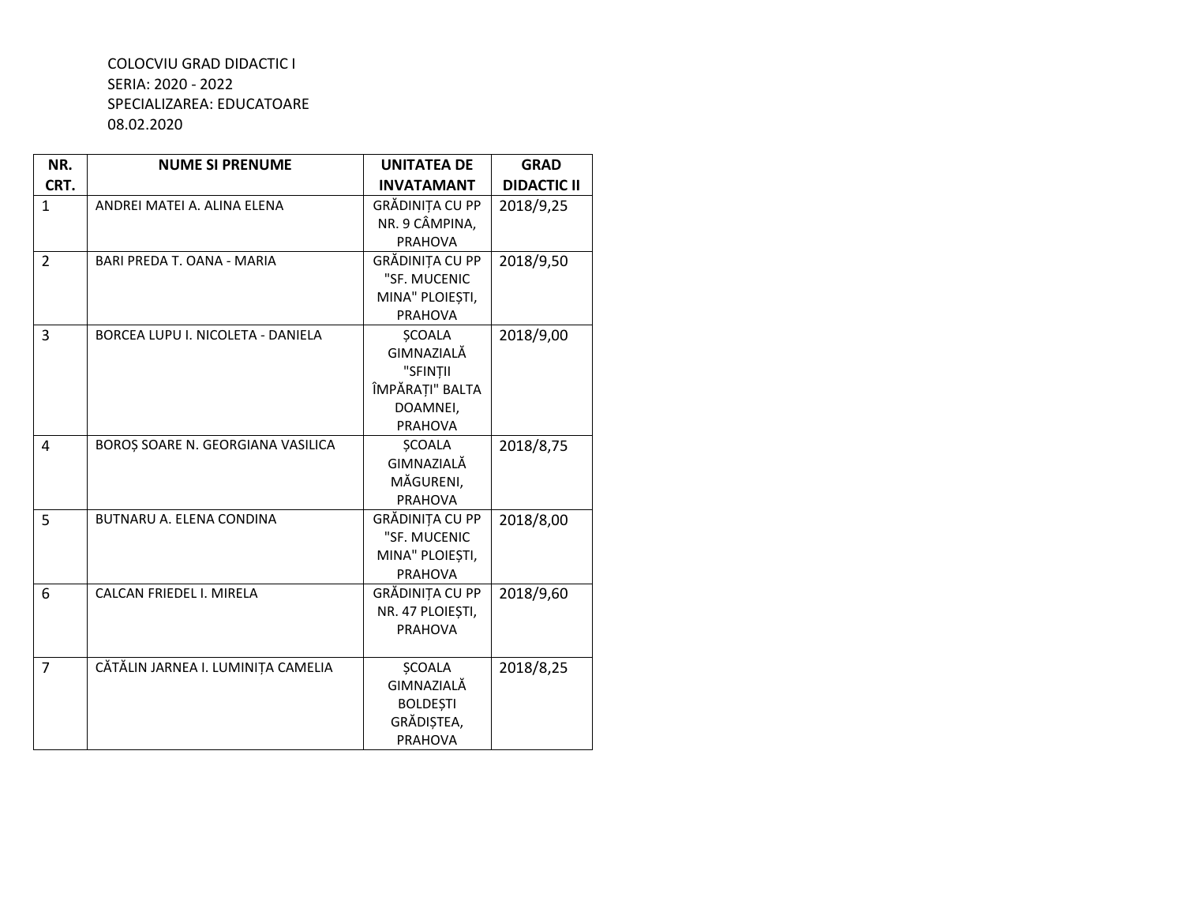COLOCVIU GRAD DIDACTIC I
SERIA: 2020 - 2022
SPECIALIZAREA: EDUCATOARE
08.02.2020

| NR. CRT. | NUME SI PRENUME | UNITATEA DE INVATAMANT | GRAD DIDACTIC II |
|---|---|---|---|
| 1 | ANDREI MATEI A. ALINA ELENA | GRĂDINIȚA CU PP NR. 9 CÂMPINA, PRAHOVA | 2018/9,25 |
| 2 | BARI PREDA T. OANA - MARIA | GRĂDINIȚA CU PP "SF. MUCENIC MINA" PLOIEȘTI, PRAHOVA | 2018/9,50 |
| 3 | BORCEA LUPU I. NICOLETA - DANIELA | ȘCOALA GIMNAZIALĂ "SFINȚII ÎMPĂRAȚI" BALTA DOAMNEI, PRAHOVA | 2018/9,00 |
| 4 | BOROȘ SOARE N. GEORGIANA VASILICA | ȘCOALA GIMNAZIALĂ MĂGURENI, PRAHOVA | 2018/8,75 |
| 5 | BUTNARU A. ELENA CONDINA | GRĂDINIȚA CU PP "SF. MUCENIC MINA" PLOIEȘTI, PRAHOVA | 2018/8,00 |
| 6 | CALCAN FRIEDEL I. MIRELA | GRĂDINIȚA CU PP NR. 47 PLOIEȘTI, PRAHOVA | 2018/9,60 |
| 7 | CĂTĂLIN JARNEA I. LUMINIȚA CAMELIA | ȘCOALA GIMNAZIALĂ BOLDEȘTI GRĂDIȘTEA, PRAHOVA | 2018/8,25 |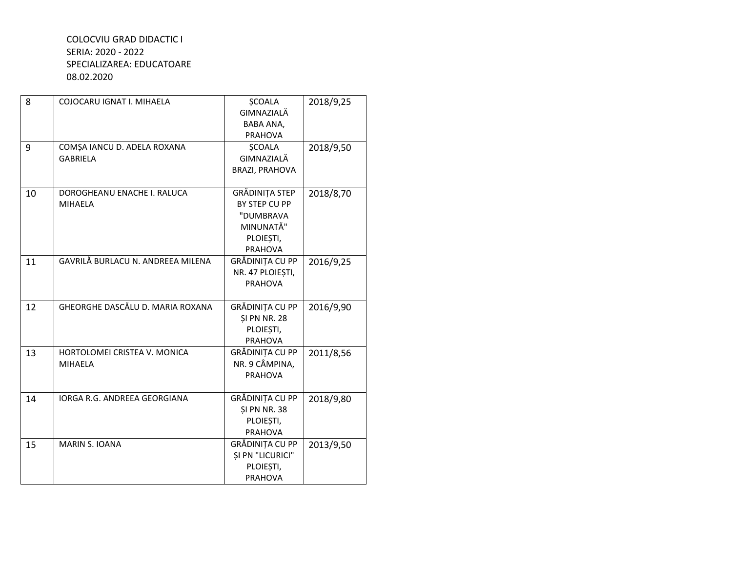COLOCVIU GRAD DIDACTIC I
SERIA: 2020 - 2022
SPECIALIZAREA: EDUCATOARE
08.02.2020

| | | | |
|---|---|---|---|
| 8 | COJOCARU IGNAT I. MIHAELA | ȘCOALA GIMNAZIALĂ BABA ANA, PRAHOVA | 2018/9,25 |
| 9 | COMȘA IANCU D. ADELA ROXANA GABRIELA | ȘCOALA GIMNAZIALĂ BRAZI, PRAHOVA | 2018/9,50 |
| 10 | DOROGHEANU ENACHE I. RALUCA MIHAELA | GRĂDINIȚA STEP BY STEP CU PP "DUMBRAVA MINUNATĂ" PLOIEȘTI, PRAHOVA | 2018/8,70 |
| 11 | GAVRILĂ BURLACU N. ANDREEA MILENA | GRĂDINIȚA CU PP NR. 47 PLOIEȘTI, PRAHOVA | 2016/9,25 |
| 12 | GHEORGHE DASCĂLU D. MARIA ROXANA | GRĂDINIȚA CU PP ȘI PN NR. 28 PLOIEȘTI, PRAHOVA | 2016/9,90 |
| 13 | HORTOLOMEI CRISTEA V. MONICA MIHAELA | GRĂDINIȚA CU PP NR. 9 CÂMPINA, PRAHOVA | 2011/8,56 |
| 14 | IORGA R.G. ANDREEA GEORGIANA | GRĂDINIȚA CU PP ȘI PN NR. 38 PLOIEȘTI, PRAHOVA | 2018/9,80 |
| 15 | MARIN S. IOANA | GRĂDINIȚA CU PP ȘI PN "LICURICI" PLOIEȘTI, PRAHOVA | 2013/9,50 |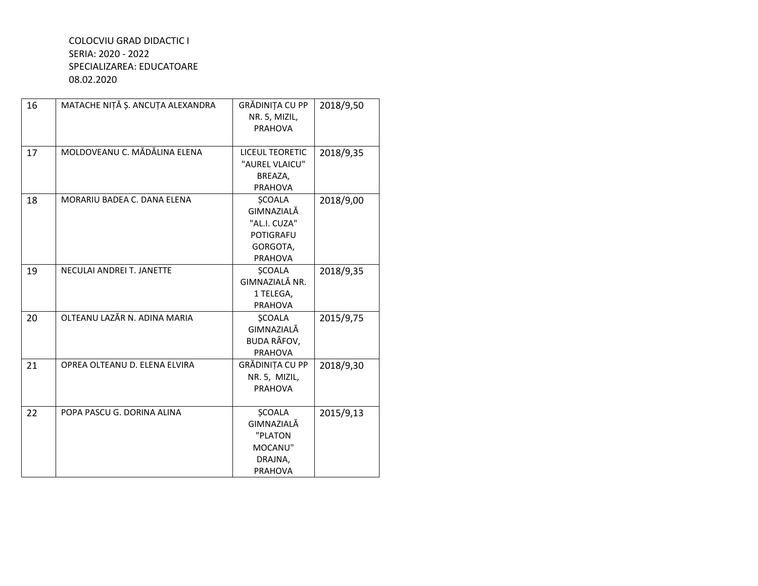COLOCVIU GRAD DIDACTIC I
SERIA: 2020 - 2022
SPECIALIZAREA: EDUCATOARE
08.02.2020

| | | | |
|---|---|---|---|
| 16 | MATACHE NIȚĂ Ș. ANCUȚA ALEXANDRA | GRĂDINIȚA CU PP NR. 5, MIZIL, PRAHOVA | 2018/9,50 |
| 17 | MOLDOVEANU C. MĂDĂLINA ELENA | LICEUL TEORETIC "AUREL VLAICU" BREAZA, PRAHOVA | 2018/9,35 |
| 18 | MORARIU BADEA C. DANA ELENA | ȘCOALA GIMNAZIALĂ "AL.I. CUZA" POTIGRAFU GORGOTA, PRAHOVA | 2018/9,00 |
| 19 | NECULAI ANDREI T. JANETTE | ȘCOALA GIMNAZIALĂ NR. 1 TELEGA, PRAHOVA | 2018/9,35 |
| 20 | OLTEANU LAZĂR N. ADINA MARIA | ȘCOALA GIMNAZIALĂ BUDA RÂFOV, PRAHOVA | 2015/9,75 |
| 21 | OPREA OLTEANU D. ELENA ELVIRA | GRĂDINIȚA CU PP NR. 5, MIZIL, PRAHOVA | 2018/9,30 |
| 22 | POPA PASCU G. DORINA ALINA | ȘCOALA GIMNAZIALĂ "PLATON MOCANU" DRAJNA, PRAHOVA | 2015/9,13 |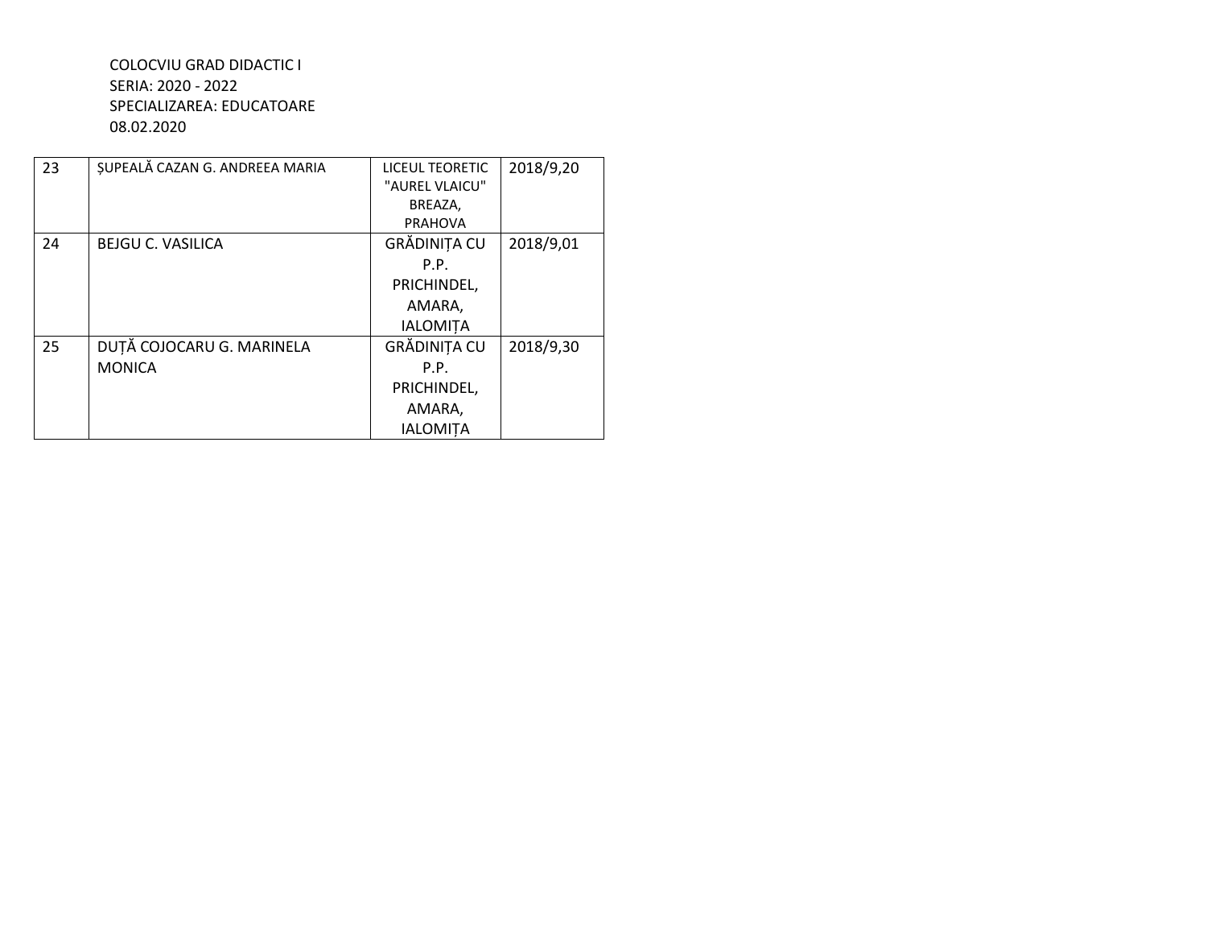COLOCVIU GRAD DIDACTIC I
SERIA: 2020 - 2022
SPECIALIZAREA: EDUCATOARE
08.02.2020

| | | | |
|---|---|---|---|
| 23 | ȘUPEALĂ CAZAN G. ANDREEA MARIA | LICEUL TEORETIC "AUREL VLAICU" BREAZA, PRAHOVA | 2018/9,20 |
| 24 | BEJGU C. VASILICA | GRĂDINIȚA CU P.P. PRICHINDEL, AMARA, IALOMIȚA | 2018/9,01 |
| 25 | DUȚĂ COJOCARU G. MARINELA MONICA | GRĂDINIȚA CU P.P. PRICHINDEL, AMARA, IALOMIȚA | 2018/9,30 |